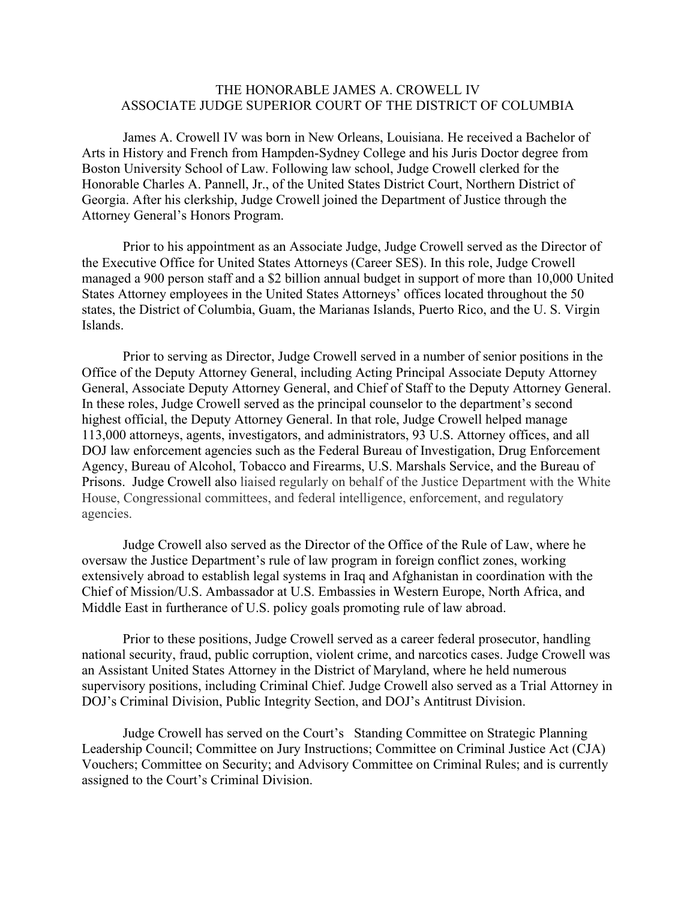# THE HONORABLE JAMES A. CROWELL IV
## ASSOCIATE JUDGE SUPERIOR COURT OF THE DISTRICT OF COLUMBIA

James A. Crowell IV was born in New Orleans, Louisiana. He received a Bachelor of Arts in History and French from Hampden-Sydney College and his Juris Doctor degree from Boston University School of Law. Following law school, Judge Crowell clerked for the Honorable Charles A. Pannell, Jr., of the United States District Court, Northern District of Georgia. After his clerkship, Judge Crowell joined the Department of Justice through the Attorney General's Honors Program.

Prior to his appointment as an Associate Judge, Judge Crowell served as the Director of the Executive Office for United States Attorneys (Career SES). In this role, Judge Crowell managed a 900 person staff and a $2 billion annual budget in support of more than 10,000 United States Attorney employees in the United States Attorneys' offices located throughout the 50 states, the District of Columbia, Guam, the Marianas Islands, Puerto Rico, and the U. S. Virgin Islands.

Prior to serving as Director, Judge Crowell served in a number of senior positions in the Office of the Deputy Attorney General, including Acting Principal Associate Deputy Attorney General, Associate Deputy Attorney General, and Chief of Staff to the Deputy Attorney General. In these roles, Judge Crowell served as the principal counselor to the department's second highest official, the Deputy Attorney General. In that role, Judge Crowell helped manage 113,000 attorneys, agents, investigators, and administrators, 93 U.S. Attorney offices, and all DOJ law enforcement agencies such as the Federal Bureau of Investigation, Drug Enforcement Agency, Bureau of Alcohol, Tobacco and Firearms, U.S. Marshals Service, and the Bureau of Prisons. Judge Crowell also liaised regularly on behalf of the Justice Department with the White House, Congressional committees, and federal intelligence, enforcement, and regulatory agencies.

Judge Crowell also served as the Director of the Office of the Rule of Law, where he oversaw the Justice Department's rule of law program in foreign conflict zones, working extensively abroad to establish legal systems in Iraq and Afghanistan in coordination with the Chief of Mission/U.S. Ambassador at U.S. Embassies in Western Europe, North Africa, and Middle East in furtherance of U.S. policy goals promoting rule of law abroad.

Prior to these positions, Judge Crowell served as a career federal prosecutor, handling national security, fraud, public corruption, violent crime, and narcotics cases. Judge Crowell was an Assistant United States Attorney in the District of Maryland, where he held numerous supervisory positions, including Criminal Chief. Judge Crowell also served as a Trial Attorney in DOJ's Criminal Division, Public Integrity Section, and DOJ's Antitrust Division.

Judge Crowell has served on the Court's Standing Committee on Strategic Planning Leadership Council; Committee on Jury Instructions; Committee on Criminal Justice Act (CJA) Vouchers; Committee on Security; and Advisory Committee on Criminal Rules; and is currently assigned to the Court's Criminal Division.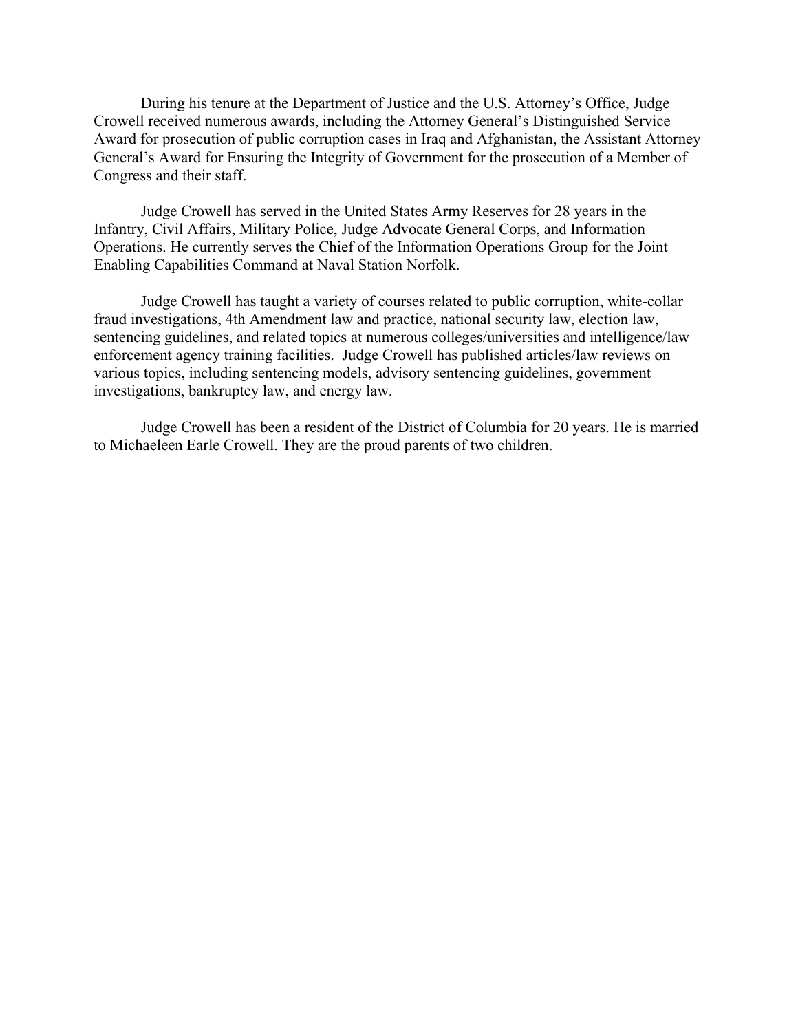During his tenure at the Department of Justice and the U.S. Attorney's Office, Judge Crowell received numerous awards, including the Attorney General's Distinguished Service Award for prosecution of public corruption cases in Iraq and Afghanistan, the Assistant Attorney General's Award for Ensuring the Integrity of Government for the prosecution of a Member of Congress and their staff.

Judge Crowell has served in the United States Army Reserves for 28 years in the Infantry, Civil Affairs, Military Police, Judge Advocate General Corps, and Information Operations. He currently serves the Chief of the Information Operations Group for the Joint Enabling Capabilities Command at Naval Station Norfolk.

Judge Crowell has taught a variety of courses related to public corruption, white-collar fraud investigations, 4th Amendment law and practice, national security law, election law, sentencing guidelines, and related topics at numerous colleges/universities and intelligence/law enforcement agency training facilities. Judge Crowell has published articles/law reviews on various topics, including sentencing models, advisory sentencing guidelines, government investigations, bankruptcy law, and energy law.

Judge Crowell has been a resident of the District of Columbia for 20 years. He is married to Michaeleen Earle Crowell. They are the proud parents of two children.